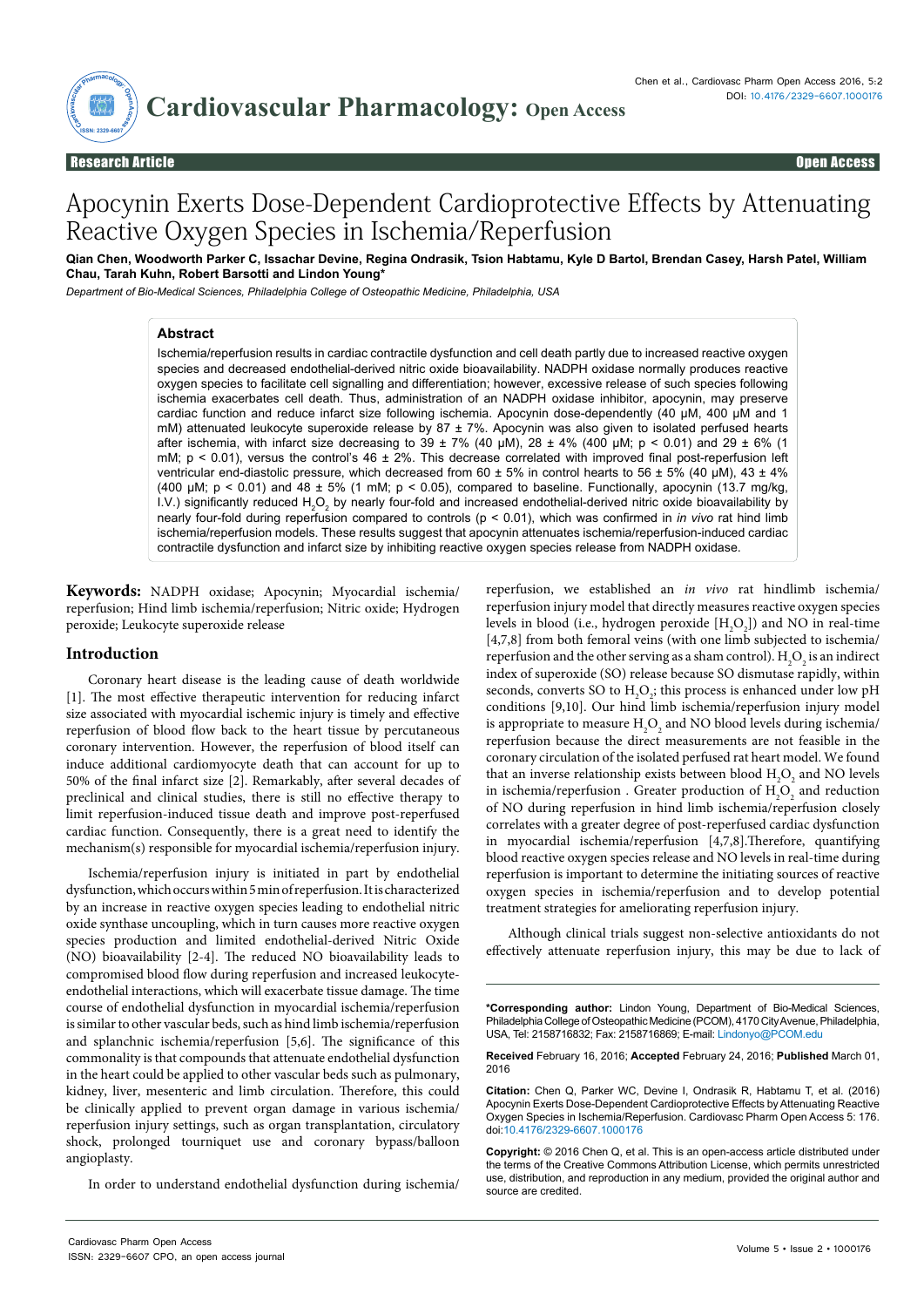Research Article | Open Access

# Apocynin Exerts Dose-Dependent Cardioprotective Effects by Attenuating Reactive Oxygen Species in Ischemia/Reperfusion

**Qian Chen, Woodworth Parker C, Issachar Devine, Regina Ondrasik, Tsion Habtamu, Kyle D Bartol, Brendan Casey, Harsh Patel, William Chau, Tarah Kuhn, Robert Barsotti and Lindon Young***

*Department of Bio-Medical Sciences, Philadelphia College of Osteopathic Medicine, Philadelphia, USA*

## Abstract

Ischemia/reperfusion results in cardiac contractile dysfunction and cell death partly due to increased reactive oxygen species and decreased endothelial-derived nitric oxide bioavailability. NADPH oxidase normally produces reactive oxygen species to facilitate cell signalling and differentiation; however, excessive release of such species following ischemia exacerbates cell death. Thus, administration of an NADPH oxidase inhibitor, apocynin, may preserve cardiac function and reduce infarct size following ischemia. Apocynin dose-dependently (40 μM, 400 μM and 1 mM) attenuated leukocyte superoxide release by 87 ± 7%. Apocynin was also given to isolated perfused hearts after ischemia, with infarct size decreasing to 39 ± 7% (40 μM), 28 ± 4% (400 μM; $p < 0.01$) and 29 ± 6% (1 mM; $p < 0.01$), versus the control's 46 ± 2%. This decrease correlated with improved final post-reperfusion left ventricular end-diastolic pressure, which decreased from 60 ± 5% in control hearts to 56 ± 5% (40 μM), 43 ± 4% (400 μM; $p < 0.01$) and 48 ± 5% (1 mM; $p < 0.05$), compared to baseline. Functionally, apocynin (13.7 mg/kg, I.V.) significantly reduced $H_2O_2$ by nearly four-fold and increased endothelial-derived nitric oxide bioavailability by nearly four-fold during reperfusion compared to controls ($p < 0.01$), which was confirmed in *in vivo* rat hind limb ischemia/reperfusion models. These results suggest that apocynin attenuates ischemia/reperfusion-induced cardiac contractile dysfunction and infarct size by inhibiting reactive oxygen species release from NADPH oxidase.

**Keywords:** NADPH oxidase; Apocynin; Myocardial ischemia/reperfusion; Hind limb ischemia/reperfusion; Nitric oxide; Hydrogen peroxide; Leukocyte superoxide release

## Introduction

Coronary heart disease is the leading cause of death worldwide [1]. The most effective therapeutic intervention for reducing infarct size associated with myocardial ischemic injury is timely and effective reperfusion of blood flow back to the heart tissue by percutaneous coronary intervention. However, the reperfusion of blood itself can induce additional cardiomyocyte death that can account for up to 50% of the final infarct size [2]. Remarkably, after several decades of preclinical and clinical studies, there is still no effective therapy to limit reperfusion-induced tissue death and improve post-reperfused cardiac function. Consequently, there is a great need to identify the mechanism(s) responsible for myocardial ischemia/reperfusion injury.

Ischemia/reperfusion injury is initiated in part by endothelial dysfunction, which occurs within 5 min of reperfusion. It is characterized by an increase in reactive oxygen species leading to endothelial nitric oxide synthase uncoupling, which in turn causes more reactive oxygen species production and limited endothelial-derived Nitric Oxide (NO) bioavailability [2-4]. The reduced NO bioavailability leads to compromised blood flow during reperfusion and increased leukocyte-endothelial interactions, which will exacerbate tissue damage. The time course of endothelial dysfunction in myocardial ischemia/reperfusion is similar to other vascular beds, such as hind limb ischemia/reperfusion and splanchnic ischemia/reperfusion [5,6]. The significance of this commonality is that compounds that attenuate endothelial dysfunction in the heart could be applied to other vascular beds such as pulmonary, kidney, liver, mesenteric and limb circulation. Therefore, this could be clinically applied to prevent organ damage in various ischemia/reperfusion injury settings, such as organ transplantation, circulatory shock, prolonged tourniquet use and coronary bypass/balloon angioplasty.

In order to understand endothelial dysfunction during ischemia/reperfusion, we established an *in vivo* rat hindlimb ischemia/reperfusion injury model that directly measures reactive oxygen species levels in blood (i.e., hydrogen peroxide [$H_2O_2$]) and NO in real-time [4,7,8] from both femoral veins (with one limb subjected to ischemia/reperfusion and the other serving as a sham control). $H_2O_2$ is an indirect index of superoxide (SO) release because SO dismutase rapidly, within seconds, converts SO to $H_2O_2$; this process is enhanced under low pH conditions [9,10]. Our hind limb ischemia/reperfusion injury model is appropriate to measure $H_2O_2$ and NO blood levels during ischemia/reperfusion because the direct measurements are not feasible in the coronary circulation of the isolated perfused rat heart model. We found that an inverse relationship exists between blood $H_2O_2$ and NO levels in ischemia/reperfusion . Greater production of $H_2O_2$ and reduction of NO during reperfusion in hind limb ischemia/reperfusion closely correlates with a greater degree of post-reperfused cardiac dysfunction in myocardial ischemia/reperfusion [4,7,8].Therefore, quantifying blood reactive oxygen species release and NO levels in real-time during reperfusion is important to determine the initiating sources of reactive oxygen species in ischemia/reperfusion and to develop potential treatment strategies for ameliorating reperfusion injury.

Although clinical trials suggest non-selective antioxidants do not effectively attenuate reperfusion injury, this may be due to lack of

---

***Corresponding author:** Lindon Young, Department of Bio-Medical Sciences, Philadelphia College of Osteopathic Medicine (PCOM), 4170 City Avenue, Philadelphia, USA, Tel: 2158716832; Fax: 2158716869; E-mail: Lindonyo@PCOM.edu

**Received** February 16, 2016; **Accepted** February 24, 2016; **Published** March 01, 2016

**Citation:** Chen Q, Parker WC, Devine I, Ondrasik R, Habtamu T, et al. (2016) Apocynin Exerts Dose-Dependent Cardioprotective Effects by Attenuating Reactive Oxygen Species in Ischemia/Reperfusion. Cardiovasc Pharm Open Access 5: 176. doi:10.4176/2329-6607.1000176

**Copyright:** © 2016 Chen Q, et al. This is an open-access article distributed under the terms of the Creative Commons Attribution License, which permits unrestricted use, distribution, and reproduction in any medium, provided the original author and source are credited.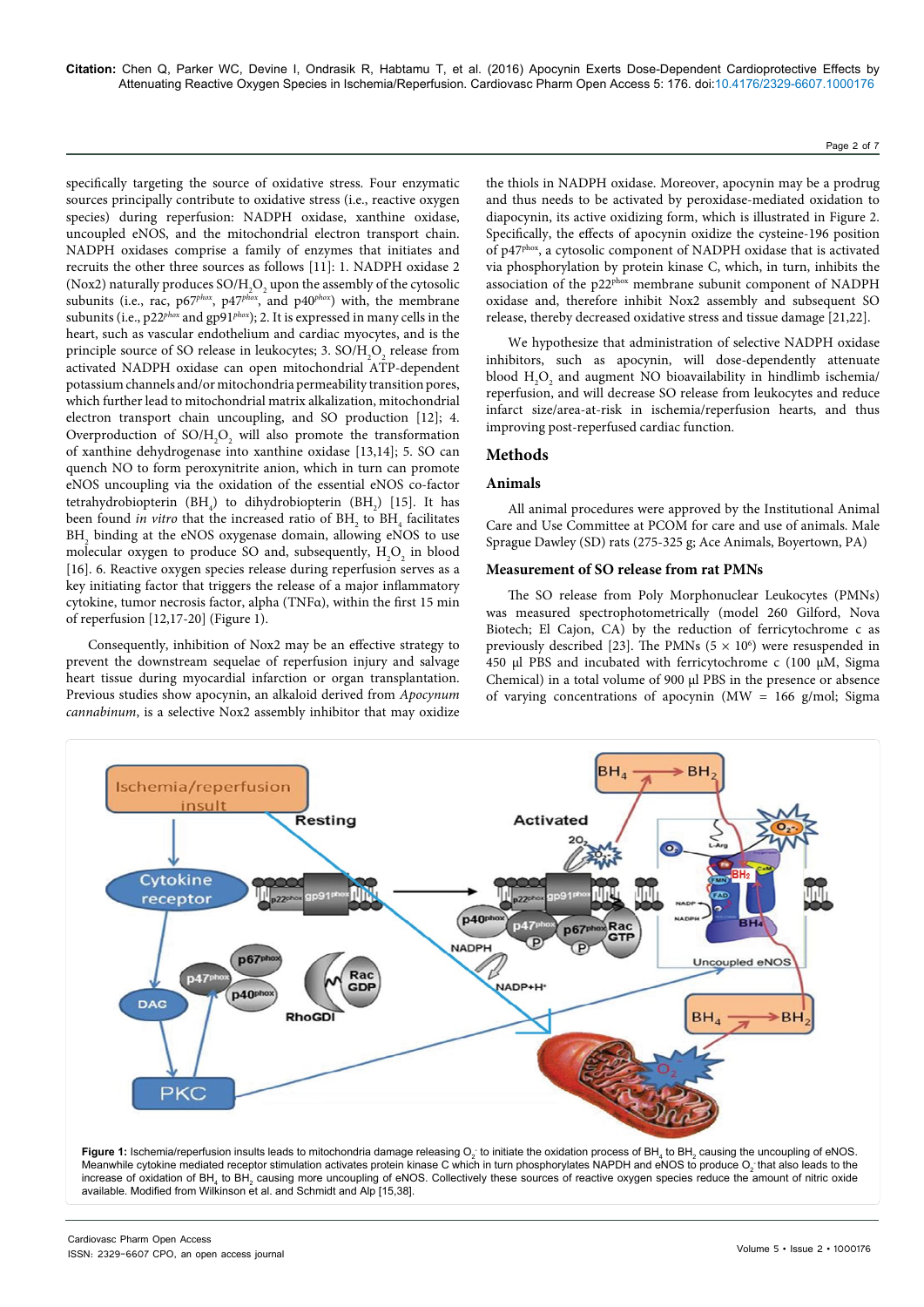specifically targeting the source of oxidative stress. Four enzymatic sources principally contribute to oxidative stress (i.e., reactive oxygen species) during reperfusion: NADPH oxidase, xanthine oxidase, uncoupled eNOS, and the mitochondrial electron transport chain. NADPH oxidases comprise a family of enzymes that initiates and recruits the other three sources as follows [11]: 1. NADPH oxidase 2 (Nox2) naturally produces SO/$H_2O_2$ upon the assembly of the cytosolic subunits (i.e., rac, p67*phox*, p47*phox*, and p40*phox*) with, the membrane subunits (i.e., p22*phox* and gp91*phox*); 2. It is expressed in many cells in the heart, such as vascular endothelium and cardiac myocytes, and is the principle source of SO release in leukocytes; 3. SO/$H_2O_2$ release from activated NADPH oxidase can open mitochondrial ATP-dependent potassium channels and/or mitochondria permeability transition pores, which further lead to mitochondrial matrix alkalization, mitochondrial electron transport chain uncoupling, and SO production [12]; 4. Overproduction of SO/$H_2O_2$ will also promote the transformation of xanthine dehydrogenase into xanthine oxidase [13,14]; 5. SO can quench NO to form peroxynitrite anion, which in turn can promote eNOS uncoupling via the oxidation of the essential eNOS co-factor tetrahydrobiopterin ($BH_4$) to dihydrobiopterin ($BH_2$) [15]. It has been found *in vitro* that the increased ratio of $BH_2$ to $BH_4$ facilitates $BH_2$ binding at the eNOS oxygenase domain, allowing eNOS to use molecular oxygen to produce SO and, subsequently, $H_2O_2$ in blood [16]. 6. Reactive oxygen species release during reperfusion serves as a key initiating factor that triggers the release of a major inflammatory cytokine, tumor necrosis factor, alpha (TNFα), within the first 15 min of reperfusion [12,17-20] (Figure 1).

Consequently, inhibition of Nox2 may be an effective strategy to prevent the downstream sequelae of reperfusion injury and salvage heart tissue during myocardial infarction or organ transplantation. Previous studies show apocynin, an alkaloid derived from *Apocynum cannabinum*, is a selective Nox2 assembly inhibitor that may oxidize the thiols in NADPH oxidase. Moreover, apocynin may be a prodrug and thus needs to be activated by peroxidase-mediated oxidation to diapocynin, its active oxidizing form, which is illustrated in Figure 2. Specifically, the effects of apocynin oxidize the cysteine-196 position of p47phox, a cytosolic component of NADPH oxidase that is activated via phosphorylation by protein kinase C, which, in turn, inhibits the association of the p22phox membrane subunit component of NADPH oxidase and, therefore inhibit Nox2 assembly and subsequent SO release, thereby decreased oxidative stress and tissue damage [21,22].

We hypothesize that administration of selective NADPH oxidase inhibitors, such as apocynin, will dose-dependently attenuate blood $H_2O_2$ and augment NO bioavailability in hindlimb ischemia/reperfusion, and will decrease SO release from leukocytes and reduce infarct size/area-at-risk in ischemia/reperfusion hearts, and thus improving post-reperfused cardiac function.

## Methods

### Animals

All animal procedures were approved by the Institutional Animal Care and Use Committee at PCOM for care and use of animals. Male Sprague Dawley (SD) rats (275-325 g; Ace Animals, Boyertown, PA)

### Measurement of SO release from rat PMNs

The SO release from Poly Morphonuclear Leukocytes (PMNs) was measured spectrophotometrically (model 260 Gilford, Nova Biotech; El Cajon, CA) by the reduction of ferricytochrome c as previously described [23]. The PMNs ($5 \times 10^6$) were resuspended in 450 µl PBS and incubated with ferricytochrome c (100 µM, Sigma Chemical) in a total volume of 900 µl PBS in the presence or absence of varying concentrations of apocynin (MW = 166 g/mol; Sigma

**Figure 1:** Ischemia/reperfusion insults leads to mitochondria damage releasing $O_2^-$ to initiate the oxidation process of $BH_4$ to $BH_2$ causing the uncoupling of eNOS. Meanwhile cytokine mediated receptor stimulation activates protein kinase C which in turn phosphorylates NAPDH and eNOS to produce $O_2^-$ that also leads to the increase of oxidation of $BH_4$ to $BH_2$ causing more uncoupling of eNOS. Collectively these sources of reactive oxygen species reduce the amount of nitric oxide available. Modified from Wilkinson et al. and Schmidt and Alp [15,38].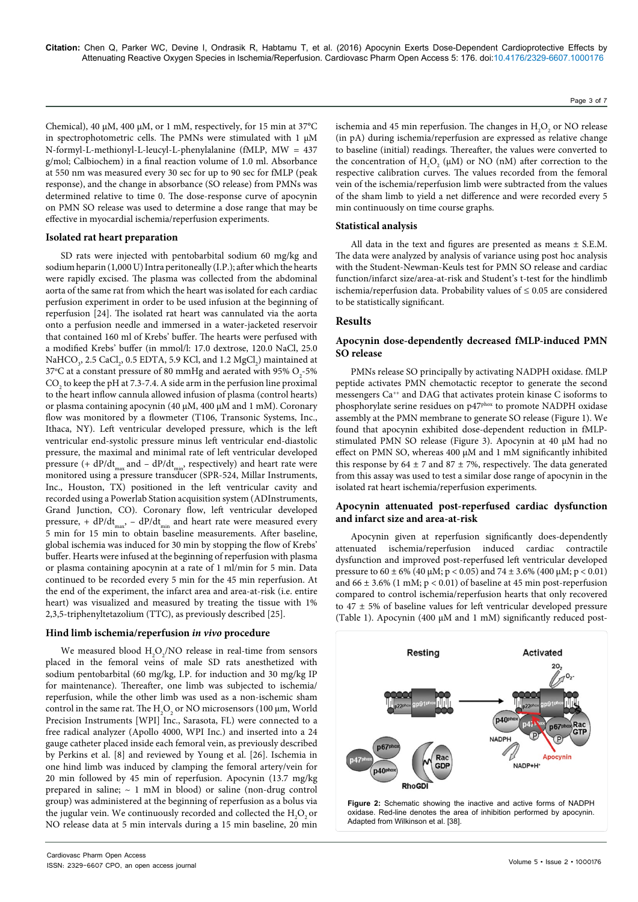Chemical), 40 µM, 400 µM, or 1 mM, respectively, for 15 min at 37°C in spectrophotometric cells. The PMNs were stimulated with 1 µM N-formyl-L-methionyl-L-leucyl-L-phenylalanine (fMLP, MW = 437 g/mol; Calbiochem) in a final reaction volume of 1.0 ml. Absorbance at 550 nm was measured every 30 sec for up to 90 sec for fMLP (peak response), and the change in absorbance (SO release) from PMNs was determined relative to time 0. The dose-response curve of apocynin on PMN SO release was used to determine a dose range that may be effective in myocardial ischemia/reperfusion experiments.

### Isolated rat heart preparation

SD rats were injected with pentobarbital sodium 60 mg/kg and sodium heparin (1,000 U) Intra peritoneally (I.P.); after which the hearts were rapidly excised. The plasma was collected from the abdominal aorta of the same rat from which the heart was isolated for each cardiac perfusion experiment in order to be used infusion at the beginning of reperfusion [24]. The isolated rat heart was cannulated via the aorta onto a perfusion needle and immersed in a water-jacketed reservoir that contained 160 ml of Krebs' buffer. The hearts were perfused with a modified Krebs' buffer (in mmol/l: 17.0 dextrose, 120.0 NaCl, 25.0 $NaHCO_3$, 2.5 $CaCl_2$, 0.5 EDTA, 5.9 KCl, and 1.2 $MgCl_2$) maintained at 37°C at a constant pressure of 80 mmHg and aerated with 95% $O_2$-5% $CO_2$ to keep the pH at 7.3-7.4. A side arm in the perfusion line proximal to the heart inflow cannula allowed infusion of plasma (control hearts) or plasma containing apocynin (40 µM, 400 µM and 1 mM). Coronary flow was monitored by a flowmeter (T106, Transonic Systems, Inc., Ithaca, NY). Left ventricular developed pressure, which is the left ventricular end-systolic pressure minus left ventricular end-diastolic pressure, the maximal and minimal rate of left ventricular developed pressure ($+dP/dt_{max}$ and $-dP/dt_{min}$, respectively) and heart rate were monitored using a pressure transducer (SPR-524, Millar Instruments, Inc., Houston, TX) positioned in the left ventricular cavity and recorded using a Powerlab Station acquisition system (ADInstruments, Grand Junction, CO). Coronary flow, left ventricular developed pressure, $+dP/dt_{max}$, $-dP/dt_{min}$ and heart rate were measured every 5 min for 15 min to obtain baseline measurements. After baseline, global ischemia was induced for 30 min by stopping the flow of Krebs' buffer. Hearts were infused at the beginning of reperfusion with plasma or plasma containing apocynin at a rate of 1 ml/min for 5 min. Data continued to be recorded every 5 min for the 45 min reperfusion. At the end of the experiment, the infarct area and area-at-risk (i.e. entire heart) was visualized and measured by treating the tissue with 1% 2,3,5-triphenyltetrazolium (TTC), as previously described [25].

### Hind limb ischemia/reperfusion *in vivo* procedure

We measured blood $H_2O_2$/NO release in real-time from sensors placed in the femoral veins of male SD rats anesthetized with sodium pentobarbital (60 mg/kg, I.P. for induction and 30 mg/kg IP for maintenance). Thereafter, one limb was subjected to ischemia/reperfusion, while the other limb was used as a non-ischemic sham control in the same rat. The $H_2O_2$ or NO microsensors (100 µm, World Precision Instruments [WPI] Inc., Sarasota, FL) were connected to a free radical analyzer (Apollo 4000, WPI Inc.) and inserted into a 24 gauge catheter placed inside each femoral vein, as previously described by Perkins et al. [8] and reviewed by Young et al. [26]. Ischemia in one hind limb was induced by clamping the femoral artery/vein for 20 min followed by 45 min of reperfusion. Apocynin (13.7 mg/kg prepared in saline; ~ 1 mM in blood) or saline (non-drug control group) was administered at the beginning of reperfusion as a bolus via the jugular vein. We continuously recorded and collected the $H_2O_2$ or NO release data at 5 min intervals during a 15 min baseline, 20 min ischemia and 45 min reperfusion. The changes in $H_2O_2$ or NO release (in pA) during ischemia/reperfusion are expressed as relative change to baseline (initial) readings. Thereafter, the values were converted to the concentration of $H_2O_2$ (µM) or NO (nM) after correction to the respective calibration curves. The values recorded from the femoral vein of the ischemia/reperfusion limb were subtracted from the values of the sham limb to yield a net difference and were recorded every 5 min continuously on time course graphs.

### Statistical analysis

All data in the text and figures are presented as means ± S.E.M. The data were analyzed by analysis of variance using post hoc analysis with the Student-Newman-Keuls test for PMN SO release and cardiac function/infarct size/area-at-risk and Student's t-test for the hindlimb ischemia/reperfusion data. Probability values of $\leq 0.05$ are considered to be statistically significant.

## Results

### Apocynin dose-dependently decreased fMLP-induced PMN SO release

PMNs release SO principally by activating NADPH oxidase. fMLP peptide activates PMN chemotactic receptor to generate the second messengers $Ca^{++}$ and DAG that activates protein kinase C isoforms to phosphorylate serine residues on $p47^{phox}$ to promote NADPH oxidase assembly at the PMN membrane to generate SO release (Figure 1). We found that apocynin exhibited dose-dependent reduction in fMLP-stimulated PMN SO release (Figure 3). Apocynin at 40 µM had no effect on PMN SO, whereas 400 µM and 1 mM significantly inhibited this response by 64 ± 7 and 87 ± 7%, respectively. The data generated from this assay was used to test a similar dose range of apocynin in the isolated rat heart ischemia/reperfusion experiments.

### Apocynin attenuated post-reperfused cardiac dysfunction and infarct size and area-at-risk

Apocynin given at reperfusion significantly does-dependently attenuated ischemia/reperfusion induced cardiac contractile dysfunction and improved post-reperfused left ventricular developed pressure to 60 ± 6% (40 µM; $p < 0.05$) and 74 ± 3.6% (400 µM; $p < 0.01$) and 66 ± 3.6% (1 mM; $p < 0.01$) of baseline at 45 min post-reperfusion compared to control ischemia/reperfusion hearts that only recovered to 47 ± 5% of baseline values for left ventricular developed pressure (Table 1). Apocynin (400 µM and 1 mM) significantly reduced post-

**Figure 2:** Schematic showing the inactive and active forms of NADPH oxidase. Red-line denotes the area of inhibition performed by apocynin. Adapted from Wilkinson et al. [38].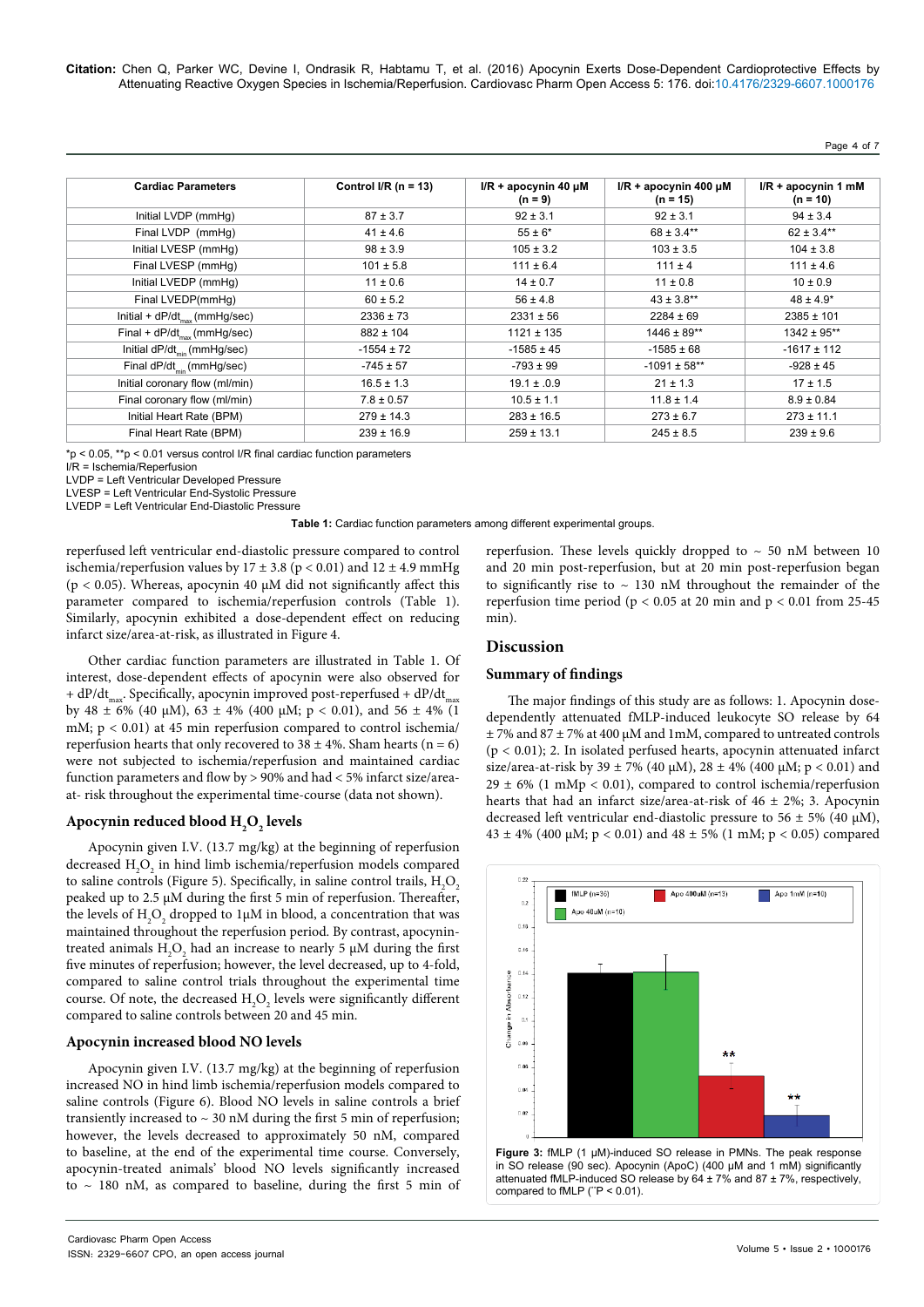| Cardiac Parameters | Control I/R (n = 13) | I/R + apocynin 40 μM (n = 9) | I/R + apocynin 400 μM (n = 15) | I/R + apocynin 1 mM (n = 10) |
|---|---|---|---|---|
| Initial LVDP (mmHg) | 87 ± 3.7 | 92 ± 3.1 | 92 ± 3.1 | 94 ± 3.4 |
| Final LVDP (mmHg) | 41 ± 4.6 | 55 ± 6* | 68 ± 3.4** | 62 ± 3.4** |
| Initial LVESP (mmHg) | 98 ± 3.9 | 105 ± 3.2 | 103 ± 3.5 | 104 ± 3.8 |
| Final LVESP (mmHg) | 101 ± 5.8 | 111 ± 6.4 | 111 ± 4 | 111 ± 4.6 |
| Initial LVEDP (mmHg) | 11 ± 0.6 | 14 ± 0.7 | 11 ± 0.8 | 10 ± 0.9 |
| Final LVEDP(mmHg) | 60 ± 5.2 | 56 ± 4.8 | 43 ± 3.8** | 48 ± 4.9* |
| Initial + $dP/dt_{max}$ (mmHg/sec) | 2336 ± 73 | 2331 ± 56 | 2284 ± 69 | 2385 ± 101 |
| Final + $dP/dt_{max}$ (mmHg/sec) | 882 ± 104 | 1121 ± 135 | 1446 ± 89** | 1342 ± 95** |
| Initial $dP/dt_{min}$ (mmHg/sec) | -1554 ± 72 | -1585 ± 45 | -1585 ± 68 | -1617 ± 112 |
| Final $dP/dt_{min}$ (mmHg/sec) | -745 ± 57 | -793 ± 99 | -1091 ± 58** | -928 ± 45 |
| Initial coronary flow (ml/min) | 16.5 ± 1.3 | 19.1 ± .0.9 | 21 ± 1.3 | 17 ± 1.5 |
| Final coronary flow (ml/min) | 7.8 ± 0.57 | 10.5 ± 1.1 | 11.8 ± 1.4 | 8.9 ± 0.84 |
| Initial Heart Rate (BPM) | 279 ± 14.3 | 283 ± 16.5 | 273 ± 6.7 | 273 ± 11.1 |
| Final Heart Rate (BPM) | 239 ± 16.9 | 259 ± 13.1 | 245 ± 8.5 | 239 ± 9.6 |

*p < 0.05, **p < 0.01 versus control I/R final cardiac function parameters
I/R = Ischemia/Reperfusion
LVDP = Left Ventricular Developed Pressure
LVESP = Left Ventricular End-Systolic Pressure
LVEDP = Left Ventricular End-Diastolic Pressure

**Table 1:** Cardiac function parameters among different experimental groups.

reperfused left ventricular end-diastolic pressure compared to control ischemia/reperfusion values by 17 ± 3.8 ($p < 0.01$) and 12 ± 4.9 mmHg ($p < 0.05$). Whereas, apocynin 40 μM did not significantly affect this parameter compared to ischemia/reperfusion controls (Table 1). Similarly, apocynin exhibited a dose-dependent effect on reducing infarct size/area-at-risk, as illustrated in Figure 4.

Other cardiac function parameters are illustrated in Table 1. Of interest, dose-dependent effects of apocynin were also observed for + $dP/dt_{max}$. Specifically, apocynin improved post-reperfused + $dP/dt_{max}$ by 48 ± 6% (40 μM), 63 ± 4% (400 μM; $p < 0.01$), and 56 ± 4% (1 mM; $p < 0.01$) at 45 min reperfusion compared to control ischemia/reperfusion hearts that only recovered to 38 ± 4%. Sham hearts (n = 6) were not subjected to ischemia/reperfusion and maintained cardiac function parameters and flow by > 90% and had < 5% infarct size/area-at- risk throughout the experimental time-course (data not shown).

### Apocynin reduced blood $H_2O_2$ levels

Apocynin given I.V. (13.7 mg/kg) at the beginning of reperfusion decreased $H_2O_2$ in hind limb ischemia/reperfusion models compared to saline controls (Figure 5). Specifically, in saline control trails, $H_2O_2$ peaked up to 2.5 μM during the first 5 min of reperfusion. Thereafter, the levels of $H_2O_2$ dropped to 1μM in blood, a concentration that was maintained throughout the reperfusion period. By contrast, apocynin-treated animals $H_2O_2$ had an increase to nearly 5 μM during the first five minutes of reperfusion; however, the level decreased, up to 4-fold, compared to saline control trials throughout the experimental time course. Of note, the decreased $H_2O_2$ levels were significantly different compared to saline controls between 20 and 45 min.

### Apocynin increased blood NO levels

Apocynin given I.V. (13.7 mg/kg) at the beginning of reperfusion increased NO in hind limb ischemia/reperfusion models compared to saline controls (Figure 6). Blood NO levels in saline controls a brief transiently increased to ~ 30 nM during the first 5 min of reperfusion; however, the levels decreased to approximately 50 nM, compared to baseline, at the end of the experimental time course. Conversely, apocynin-treated animals' blood NO levels significantly increased to ~ 180 nM, as compared to baseline, during the first 5 min of reperfusion. These levels quickly dropped to ~ 50 nM between 10 and 20 min post-reperfusion, but at 20 min post-reperfusion began to significantly rise to ~ 130 nM throughout the remainder of the reperfusion time period ($p < 0.05$ at 20 min and $p < 0.01$ from 25-45 min).

## Discussion

### Summary of findings

The major findings of this study are as follows: 1. Apocynin dose-dependently attenuated fMLP-induced leukocyte SO release by 64 ± 7% and 87 ± 7% at 400 μM and 1mM, compared to untreated controls ($p < 0.01$); 2. In isolated perfused hearts, apocynin attenuated infarct size/area-at-risk by 39 ± 7% (40 μM), 28 ± 4% (400 μM; $p < 0.01$) and 29 ± 6% (1 mM; $p < 0.01$), compared to control ischemia/reperfusion hearts that had an infarct size/area-at-risk of 46 ± 2%; 3. Apocynin decreased left ventricular end-diastolic pressure to 56 ± 5% (40 μM), 43 ± 4% (400 μM; $p < 0.01$) and 48 ± 5% (1 mM; $p < 0.05$) compared

**Figure 3:** fMLP (1 μM)-induced SO release in PMNs. The peak response in SO release (90 sec). Apocynin (ApoC) (400 μM and 1 mM) significantly attenuated fMLP-induced SO release by 64 ± 7% and 87 ± 7%, respectively, compared to fMLP (**P < 0.01).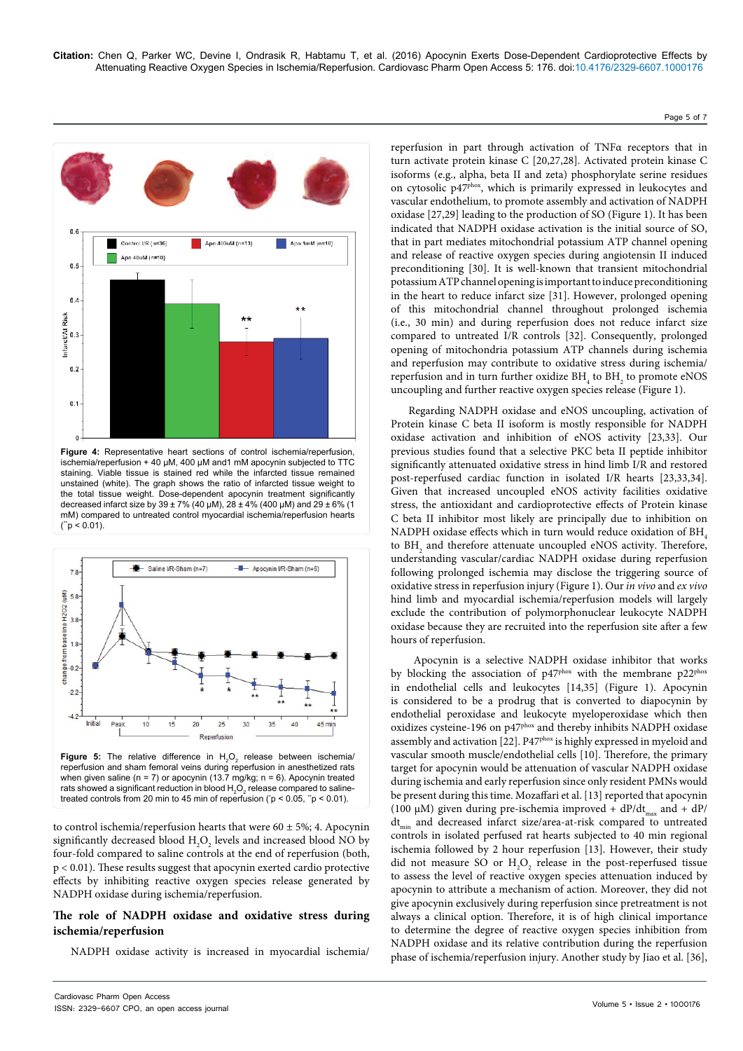**Figure 4:** Representative heart sections of control ischemia/reperfusion, ischemia/reperfusion + 40 μM, 400 μM and1 mM apocynin subjected to TTC staining. Viable tissue is stained red while the infarcted tissue remained unstained (white). The graph shows the ratio of infarcted tissue weight to the total tissue weight. Dose-dependent apocynin treatment significantly decreased infarct size by 39 ± 7% (40 μM), 28 ± 4% (400 μM) and 29 ± 6% (1 mM) compared to untreated control myocardial ischemia/reperfusion hearts (**p < 0.01).

**Figure 5:** The relative difference in $H_2O_2$ release between ischemia/reperfusion and sham femoral veins during reperfusion in anesthetized rats when given saline (n = 7) or apocynin (13.7 mg/kg; n = 6). Apocynin treated rats showed a significant reduction in blood $H_2O_2$ release compared to saline-treated controls from 20 min to 45 min of reperfusion (*p < 0.05, **p < 0.01).

to control ischemia/reperfusion hearts that were 60 ± 5%; 4. Apocynin significantly decreased blood $H_2O_2$ levels and increased blood NO by four-fold compared to saline controls at the end of reperfusion (both, p < 0.01). These results suggest that apocynin exerted cardio protective effects by inhibiting reactive oxygen species release generated by NADPH oxidase during ischemia/reperfusion.

## The role of NADPH oxidase and oxidative stress during ischemia/reperfusion

NADPH oxidase activity is increased in myocardial ischemia/reperfusion in part through activation of TNFα receptors that in turn activate protein kinase C [20,27,28]. Activated protein kinase C isoforms (e.g., alpha, beta II and zeta) phosphorylate serine residues on cytosolic p47[phox], which is primarily expressed in leukocytes and vascular endothelium, to promote assembly and activation of NADPH oxidase [27,29] leading to the production of SO (Figure 1). It has been indicated that NADPH oxidase activation is the initial source of SO, that in part mediates mitochondrial potassium ATP channel opening and release of reactive oxygen species during angiotensin II induced preconditioning [30]. It is well-known that transient mitochondrial potassium ATP channel opening is important to induce preconditioning in the heart to reduce infarct size [31]. However, prolonged opening of this mitochondrial channel throughout prolonged ischemia (i.e., 30 min) and during reperfusion does not reduce infarct size compared to untreated I/R controls [32]. Consequently, prolonged opening of mitochondria potassium ATP channels during ischemia and reperfusion may contribute to oxidative stress during ischemia/reperfusion and in turn further oxidize $BH_4$ to $BH_2$ to promote eNOS uncoupling and further reactive oxygen species release (Figure 1).

Regarding NADPH oxidase and eNOS uncoupling, activation of Protein kinase C beta II isoform is mostly responsible for NADPH oxidase activation and inhibition of eNOS activity [23,33]. Our previous studies found that a selective PKC beta II peptide inhibitor significantly attenuated oxidative stress in hind limb I/R and restored post-reperfused cardiac function in isolated I/R hearts [23,33,34]. Given that increased uncoupled eNOS activity facilities oxidative stress, the antioxidant and cardioprotective effects of Protein kinase C beta II inhibitor most likely are principally due to inhibition on NADPH oxidase effects which in turn would reduce oxidation of $BH_4$ to $BH_2$ and therefore attenuate uncoupled eNOS activity. Therefore, understanding vascular/cardiac NADPH oxidase during reperfusion following prolonged ischemia may disclose the triggering source of oxidative stress in reperfusion injury (Figure 1). Our *in vivo* and *ex vivo* hind limb and myocardial ischemia/reperfusion models will largely exclude the contribution of polymorphonuclear leukocyte NADPH oxidase because they are recruited into the reperfusion site after a few hours of reperfusion.

Apocynin is a selective NADPH oxidase inhibitor that works by blocking the association of p47[phox] with the membrane p22[phox] in endothelial cells and leukocytes [14,35] (Figure 1). Apocynin is considered to be a prodrug that is converted to diapocynin by endothelial peroxidase and leukocyte myeloperoxidase which then oxidizes cysteine-196 on p47[phox] and thereby inhibits NADPH oxidase assembly and activation [22]. P47[phox] is highly expressed in myeloid and vascular smooth muscle/endothelial cells [10]. Therefore, the primary target for apocynin would be attenuation of vascular NADPH oxidase during ischemia and early reperfusion since only resident PMNs would be present during this time. Mozaffari et al. [13] reported that apocynin (100 μM) given during pre-ischemia improved + $dP/dt_{max}$ and + $dP/dt_{min}$ and decreased infarct size/area-at-risk compared to untreated controls in isolated perfused rat hearts subjected to 40 min regional ischemia followed by 2 hour reperfusion [13]. However, their study did not measure SO or $H_2O_2$ release in the post-reperfused tissue to assess the level of reactive oxygen species attenuation induced by apocynin to attribute a mechanism of action. Moreover, they did not give apocynin exclusively during reperfusion since pretreatment is not always a clinical option. Therefore, it is of high clinical importance to determine the degree of reactive oxygen species inhibition from NADPH oxidase and its relative contribution during the reperfusion phase of ischemia/reperfusion injury. Another study by Jiao et al. [36],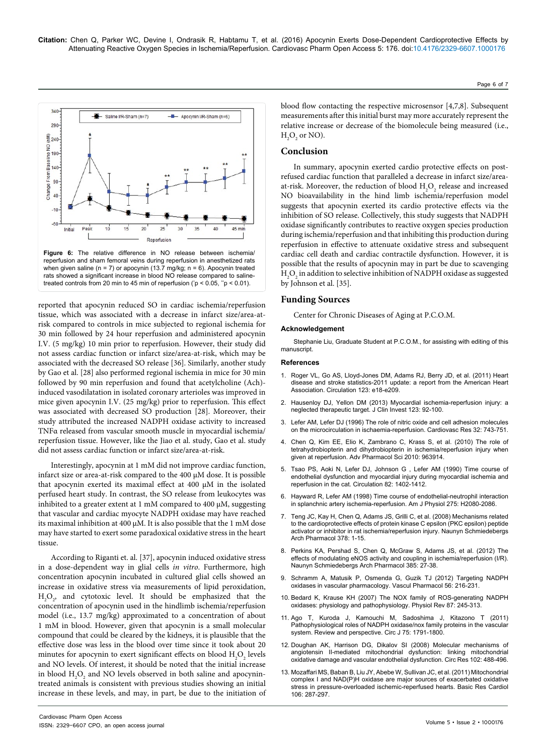**Figure 6:** The relative difference in NO release between ischemia/reperfusion and sham femoral veins during reperfusion in anesthetized rats when given saline (n = 7) or apocynin (13.7 mg/kg; n = 6). Apocynin treated rats showed a significant increase in blood NO release compared to saline-treated controls from 20 min to 45 min of reperfusion (*p < 0.05, **p < 0.01).

reported that apocynin reduced SO in cardiac ischemia/reperfusion tissue, which was associated with a decrease in infarct size/area-at-risk compared to controls in mice subjected to regional ischemia for 30 min followed by 24 hour reperfusion and administered apocynin I.V. (5 mg/kg) 10 min prior to reperfusion. However, their study did not assess cardiac function or infarct size/area-at-risk, which may be associated with the decreased SO release [36]. Similarly, another study by Gao et al. [28] also performed regional ischemia in mice for 30 min followed by 90 min reperfusion and found that acetylcholine (Ach)-induced vasodilatation in isolated coronary arterioles was improved in mice given apocynin I.V. (25 mg/kg) prior to reperfusion. This effect was associated with decreased SO production [28]. Moreover, their study attributed the increased NADPH oxidase activity to increased TNFα released from vascular smooth muscle in myocardial ischemia/reperfusion tissue. However, like the Jiao et al. study, Gao et al. study did not assess cardiac function or infarct size/area-at-risk.

Interestingly, apocynin at 1 mM did not improve cardiac function, infarct size or area-at-risk compared to the 400 µM dose. It is possible that apocynin exerted its maximal effect at 400 µM in the isolated perfused heart study. In contrast, the SO release from leukocytes was inhibited to a greater extent at 1 mM compared to 400 µM, suggesting that vascular and cardiac myocyte NADPH oxidase may have reached its maximal inhibition at 400 µM. It is also possible that the 1 mM dose may have started to exert some paradoxical oxidative stress in the heart tissue.

According to Riganti et. al. [37], apocynin induced oxidative stress in a dose-dependent way in glial cells *in vitro*. Furthermore, high concentration apocynin incubated in cultured glial cells showed an increase in oxidative stress via measurements of lipid peroxidation, $H_2O_2$, and cytotoxic level. It should be emphasized that the concentration of apocynin used in the hindlimb ischemia/reperfusion model (i.e., 13.7 mg/kg) approximated to a concentration of about 1 mM in blood. However, given that apocynin is a small molecular compound that could be cleared by the kidneys, it is plausible that the effective dose was less in the blood over time since it took about 20 minutes for apocynin to exert significant effects on blood $H_2O_2$ levels and NO levels. Of interest, it should be noted that the initial increase in blood $H_2O_2$ and NO levels observed in both saline and apocynin-treated animals is consistent with previous studies showing an initial increase in these levels, and may, in part, be due to the initiation of blood flow contacting the respective microsensor [4,7,8]. Subsequent measurements after this initial burst may more accurately represent the relative increase or decrease of the biomolecule being measured (i.e., $H_2O_2$ or NO).

## Conclusion

In summary, apocynin exerted cardio protective effects on post-refused cardiac function that paralleled a decrease in infarct size/area-at-risk. Moreover, the reduction of blood $H_2O_2$ release and increased NO bioavailability in the hind limb ischemia/reperfusion model suggests that apocynin exerted its cardio protective effects via the inhibition of SO release. Collectively, this study suggests that NADPH oxidase significantly contributes to reactive oxygen species production during ischemia/reperfusion and that inhibiting this production during reperfusion in effective to attenuate oxidative stress and subsequent cardiac cell death and cardiac contractile dysfunction. However, it is possible that the results of apocynin may in part be due to scavenging $H_2O_2$ in addition to selective inhibition of NADPH oxidase as suggested by Johnson et al. [35].

## Funding Sources

Center for Chronic Diseases of Aging at P.C.O.M.

### Acknowledgement

Stephanie Liu, Graduate Student at P.C.O.M., for assisting with editing of this manuscript.

### References

1. Roger VL, Go AS, Lloyd-Jones DM, Adams RJ, Berry JD, et al. (2011) Heart disease and stroke statistics-2011 update: a report from the American Heart Association. Circulation 123: e18-e209.
2. Hausenloy DJ, Yellon DM (2013) Myocardial ischemia-reperfusion injury: a neglected therapeutic target. J Clin Invest 123: 92-100.
3. Lefer AM, Lefer DJ (1996) The role of nitric oxide and cell adhesion molecules on the microcirculation in ischaemia-reperfusion. Cardiovasc Res 32: 743-751.
4. Chen Q, Kim EE, Elio K, Zambrano C, Krass S, et al. (2010) The role of tetrahydrobiopterin and dihydrobiopterin in ischemia/reperfusion injury when given at reperfusion. Adv Pharmacol Sci 2010: 963914.
5. Tsao PS, Aoki N, Lefer DJ, Johnson G , Lefer AM (1990) Time course of endothelial dysfunction and myocardial injury during myocardial ischemia and reperfusion in the cat. Circulation 82: 1402-1412.
6. Hayward R, Lefer AM (1998) Time course of endothelial-neutrophil interaction in splanchnic artery ischemia-reperfusion. Am J Physiol 275: H2080-2086.
7. Teng JC, Kay H, Chen Q, Adams JS, Grilli C, et al. (2008) Mechanisms related to the cardioprotective effects of protein kinase C epsilon (PKC epsilon) peptide activator or inhibitor in rat ischemia/reperfusion injury. Naunyn Schmiedebergs Arch Pharmacol 378: 1-15.
8. Perkins KA, Pershad S, Chen Q, McGraw S, Adams JS, et al. (2012) The effects of modulating eNOS activity and coupling in ischemia/reperfusion (I/R). Naunyn Schmiedebergs Arch Pharmacol 385: 27-38.
9. Schramm A, Matusik P, Osmenda G, Guzik TJ (2012) Targeting NADPH oxidases in vascular pharmacology. Vascul Pharmacol 56: 216-231.
10. Bedard K, Krause KH (2007) The NOX family of ROS-generating NADPH oxidases: physiology and pathophysiology. Physiol Rev 87: 245-313.
11. Ago T, Kuroda J, Kamouchi M, Sadoshima J, Kitazono T (2011) Pathophysiological roles of NADPH oxidase/nox family proteins in the vascular system. Review and perspective. Circ J 75: 1791-1800.
12. Doughan AK, Harrison DG, Dikalov SI (2008) Molecular mechanisms of angiotensin II-mediated mitochondrial dysfunction: linking mitochondrial oxidative damage and vascular endothelial dysfunction. Circ Res 102: 488-496.
13. Mozaffari MS, Baban B, Liu JY, Abebe W, Sullivan JC, et al. (2011) Mitochondrial complex I and NAD(P)H oxidase are major sources of exacerbated oxidative stress in pressure-overloaded ischemic-reperfused hearts. Basic Res Cardiol 106: 287-297.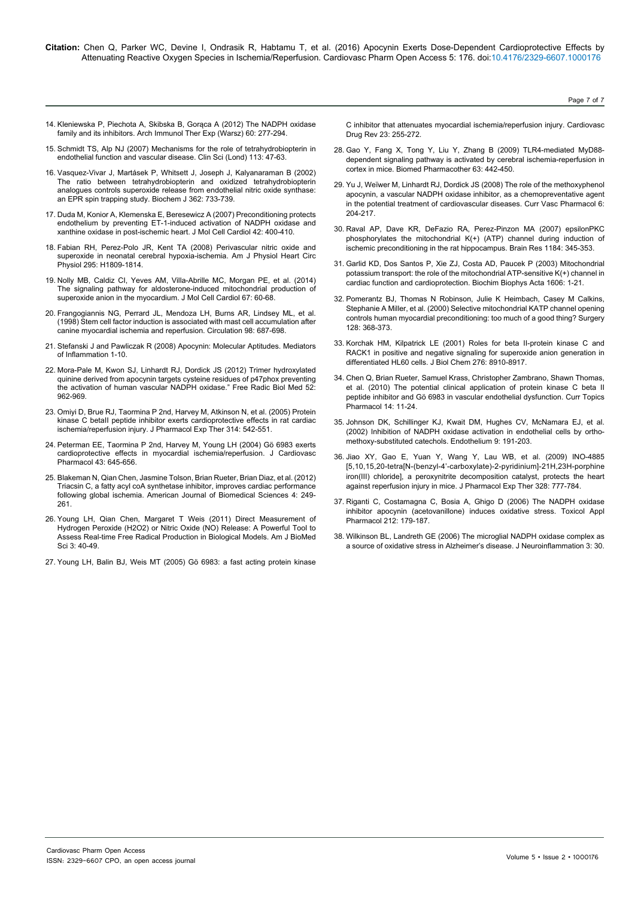14. Kleniewska P, Piechota A, Skibska B, Gorąca A (2012) The NADPH oxidase family and its inhibitors. Arch Immunol Ther Exp (Warsz) 60: 277-294.

15. Schmidt TS, Alp NJ (2007) Mechanisms for the role of tetrahydrobiopterin in endothelial function and vascular disease. Clin Sci (Lond) 113: 47-63.

16. Vasquez-Vivar J, Martásek P, Whitsett J, Joseph J, Kalyanaraman B (2002) The ratio between tetrahydrobiopterin and oxidized tetrahydrobiopterin analogues controls superoxide release from endothelial nitric oxide synthase: an EPR spin trapping study. Biochem J 362: 733-739.

17. Duda M, Konior A, Klemenska E, Beresewicz A (2007) Preconditioning protects endothelium by preventing ET-1-induced activation of NADPH oxidase and xanthine oxidase in post-ischemic heart. J Mol Cell Cardiol 42: 400-410.

18. Fabian RH, Perez-Polo JR, Kent TA (2008) Perivascular nitric oxide and superoxide in neonatal cerebral hypoxia-ischemia. Am J Physiol Heart Circ Physiol 295: H1809-1814.

19. Nolly MB, Caldiz CI, Yeves AM, Villa-Abrille MC, Morgan PE, et al. (2014) The signaling pathway for aldosterone-induced mitochondrial production of superoxide anion in the myocardium. J Mol Cell Cardiol 67: 60-68.

20. Frangogiannis NG, Perrard JL, Mendoza LH, Burns AR, Lindsey ML, et al. (1998) Stem cell factor induction is associated with mast cell accumulation after canine myocardial ischemia and reperfusion. Circulation 98: 687-698.

21. Stefanski J and Pawliczak R (2008) Apocynin: Molecular Aptitudes. Mediators of Inflammation 1-10.

22. Mora-Pale M, Kwon SJ, Linhardt RJ, Dordick JS (2012) Trimer hydroxylated quinine derived from apocynin targets cysteine residues of p47phox preventing the activation of human vascular NADPH oxidase." Free Radic Biol Med 52: 962-969.

23. Omiyi D, Brue RJ, Taormina P 2nd, Harvey M, Atkinson N, et al. (2005) Protein kinase C betaII peptide inhibitor exerts cardioprotective effects in rat cardiac ischemia/reperfusion injury. J Pharmacol Exp Ther 314: 542-551.

24. Peterman EE, Taormina P 2nd, Harvey M, Young LH (2004) Gö 6983 exerts cardioprotective effects in myocardial ischemia/reperfusion. J Cardiovasc Pharmacol 43: 645-656.

25. Blakeman N, Qian Chen, Jasmine Tolson, Brian Rueter, Brian Diaz, et al. (2012) Triacsin C, a fatty acyl coA synthetase inhibitor, improves cardiac performance following global ischemia. American Journal of Biomedical Sciences 4: 249-261.

26. Young LH, Qian Chen, Margaret T Weis (2011) Direct Measurement of Hydrogen Peroxide (H2O2) or Nitric Oxide (NO) Release: A Powerful Tool to Assess Real-time Free Radical Production in Biological Models. Am J BioMed Sci 3: 40-49.

27. Young LH, Balin BJ, Weis MT (2005) Gö 6983: a fast acting protein kinase C inhibitor that attenuates myocardial ischemia/reperfusion injury. Cardiovasc Drug Rev 23: 255-272.

28. Gao Y, Fang X, Tong Y, Liu Y, Zhang B (2009) TLR4-mediated MyD88-dependent signaling pathway is activated by cerebral ischemia-reperfusion in cortex in mice. Biomed Pharmacother 63: 442-450.

29. Yu J, Weïwer M, Linhardt RJ, Dordick JS (2008) The role of the methoxyphenol apocynin, a vascular NADPH oxidase inhibitor, as a chemopreventative agent in the potential treatment of cardiovascular diseases. Curr Vasc Pharmacol 6: 204-217.

30. Raval AP, Dave KR, DeFazio RA, Perez-Pinzon MA (2007) epsilonPKC phosphorylates the mitochondrial K(+) (ATP) channel during induction of ischemic preconditioning in the rat hippocampus. Brain Res 1184: 345-353.

31. Garlid KD, Dos Santos P, Xie ZJ, Costa AD, Paucek P (2003) Mitochondrial potassium transport: the role of the mitochondrial ATP-sensitive K(+) channel in cardiac function and cardioprotection. Biochim Biophys Acta 1606: 1-21.

32. Pomerantz BJ, Thomas N Robinson, Julie K Heimbach, Casey M Calkins, Stephanie A Miller, et al. (2000) Selective mitochondrial KATP channel opening controls human myocardial preconditioning: too much of a good thing? Surgery 128: 368-373.

33. Korchak HM, Kilpatrick LE (2001) Roles for beta II-protein kinase C and RACK1 in positive and negative signaling for superoxide anion generation in differentiated HL60 cells. J Biol Chem 276: 8910-8917.

34. Chen Q, Brian Rueter, Samuel Krass, Christopher Zambrano, Shawn Thomas, et al. (2010) The potential clinical application of protein kinase C beta II peptide inhibitor and Gö 6983 in vascular endothelial dysfunction. Curr Topics Pharmacol 14: 11-24.

35. Johnson DK, Schillinger KJ, Kwait DM, Hughes CV, McNamara EJ, et al. (2002) Inhibition of NADPH oxidase activation in endothelial cells by ortho-methoxy-substituted catechols. Endothelium 9: 191-203.

36. Jiao XY, Gao E, Yuan Y, Wang Y, Lau WB, et al. (2009) INO-4885 [5,10,15,20-tetra[N-(benzyl-4'-carboxylate)-2-pyridinium]-21H,23H-porphine iron(III) chloride], a peroxynitrite decomposition catalyst, protects the heart against reperfusion injury in mice. J Pharmacol Exp Ther 328: 777-784.

37. Riganti C, Costamagna C, Bosia A, Ghigo D (2006) The NADPH oxidase inhibitor apocynin (acetovanillone) induces oxidative stress. Toxicol Appl Pharmacol 212: 179-187.

38. Wilkinson BL, Landreth GE (2006) The microglial NADPH oxidase complex as a source of oxidative stress in Alzheimer's disease. J Neuroinflammation 3: 30.